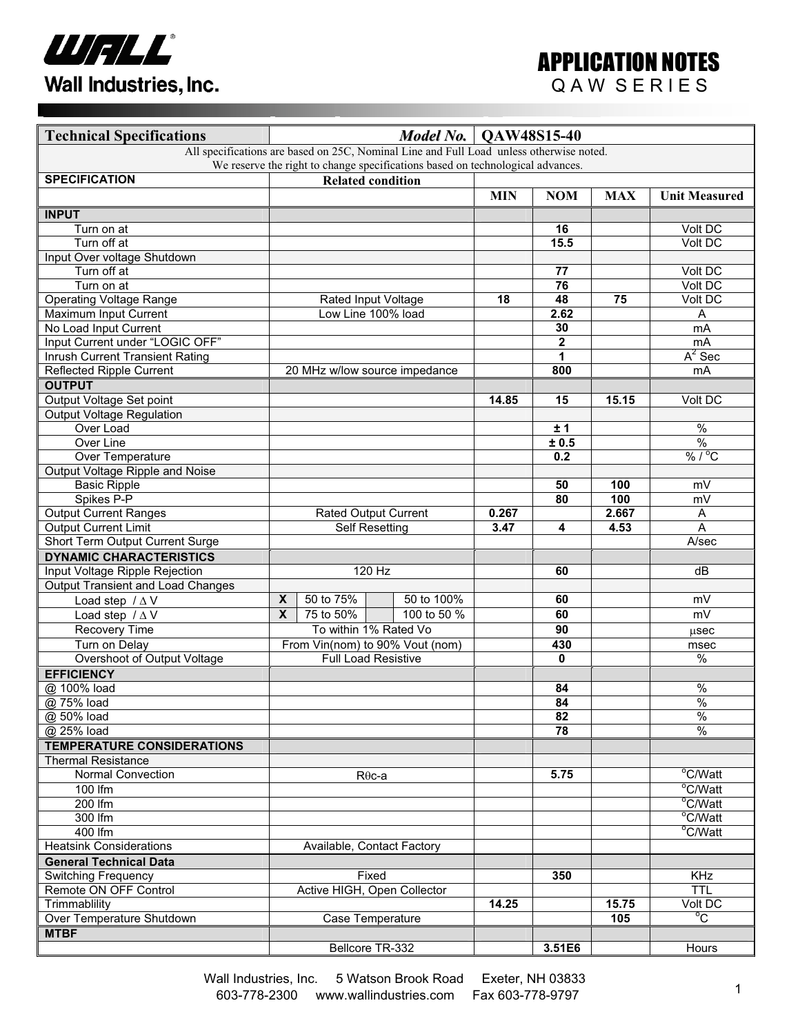# APPLICATION NOTES

QAW SERIES

| Technical Specifications | *Model No.* | QAW48S15-40 | | | |
|---|---|---|---|---|---|
| All specifications are based on 25C, Nominal Line and Full Load unless otherwise noted. We reserve the right to change specifications based on technological advances. | | | | | |
| **SPECIFICATION** | **Related condition** | | | | |
| | | **MIN** | **NOM** | **MAX** | **Unit Measured** |
| **INPUT** | | | | | |
| Turn on at | | | **16** | | Volt DC |
| Turn off at | | | **15.5** | | Volt DC |
| Input Over voltage Shutdown | | | | | |
| Turn off at | | | **77** | | Volt DC |
| Turn on at | | | **76** | | Volt DC |
| Operating Voltage Range | Rated Input Voltage | **18** | **48** | **75** | Volt DC |
| Maximum Input Current | Low Line 100% load | | **2.62** | | A |
| No Load Input Current | | | **30** | | mA |
| Input Current under "LOGIC OFF" | | | **2** | | mA |
| Inrush Current Transient Rating | | | **1** | | $A^2$ Sec |
| Reflected Ripple Current | 20 MHz w/low source impedance | | **800** | | mA |
| **OUTPUT** | | | | | |
| Output Voltage Set point | | **14.85** | **15** | **15.15** | Volt DC |
| Output Voltage Regulation | | | | | |
| Over Load | | | **± 1** | | % |
| Over Line | | | **± 0.5** | | % |
| Over Temperature | | | **0.2** | | % / °C |
| Output Voltage Ripple and Noise | | | | | |
| Basic Ripple | | | **50** | **100** | mV |
| Spikes P-P | | | **80** | **100** | mV |
| Output Current Ranges | Rated Output Current | **0.267** | | **2.667** | A |
| Output Current Limit | Self Resetting | **3.47** | **4** | **4.53** | A |
| Short Term Output Current Surge | | | | | A/sec |
| **DYNAMIC CHARACTERISTICS** | | | | | |
| Input Voltage Ripple Rejection | 120 Hz | | **60** | | dB |
| Output Transient and Load Changes | | | | | |
| Load step / Δ V | **X** 50 to 75% ☐ 50 to 100% | | **60** | | mV |
| Load step / Δ V | **X** 75 to 50% ☐ 100 to 50 % | | **60** | | mV |
| Recovery Time | To within 1% Rated Vo | | **90** | | μsec |
| Turn on Delay | From Vin(nom) to 90% Vout (nom) | | **430** | | msec |
| Overshoot of Output Voltage | Full Load Resistive | | **0** | | % |
| **EFFICIENCY** | | | | | |
| @ 100% load | | | **84** | | % |
| @ 75% load | | | **84** | | % |
| @ 50% load | | | **82** | | % |
| @ 25% load | | | **78** | | % |
| **TEMPERATURE CONSIDERATIONS** | | | | | |
| Thermal Resistance | | | | | |
| Normal Convection | Rθc-a | | **5.75** | | °C/Watt |
| 100 lfm | | | | | °C/Watt |
| 200 lfm | | | | | °C/Watt |
| 300 lfm | | | | | °C/Watt |
| 400 lfm | | | | | °C/Watt |
| Heatsink Considerations | Available, Contact Factory | | | | |
| **General Technical Data** | | | | | |
| Switching Frequency | Fixed | | **350** | | KHz |
| Remote ON OFF Control | Active HIGH, Open Collector | | | | TTL |
| Trimmablility | | **14.25** | | **15.75** | Volt DC |
| Over Temperature Shutdown | Case Temperature | | | **105** | °C |
| **MTBF** | | | | | |
| | Bellcore TR-332 | | **3.51E6** | | Hours |

Wall Industries, Inc. 5 Watson Brook Road Exeter, NH 03833
603-778-2300 www.wallindustries.com Fax 603-778-9797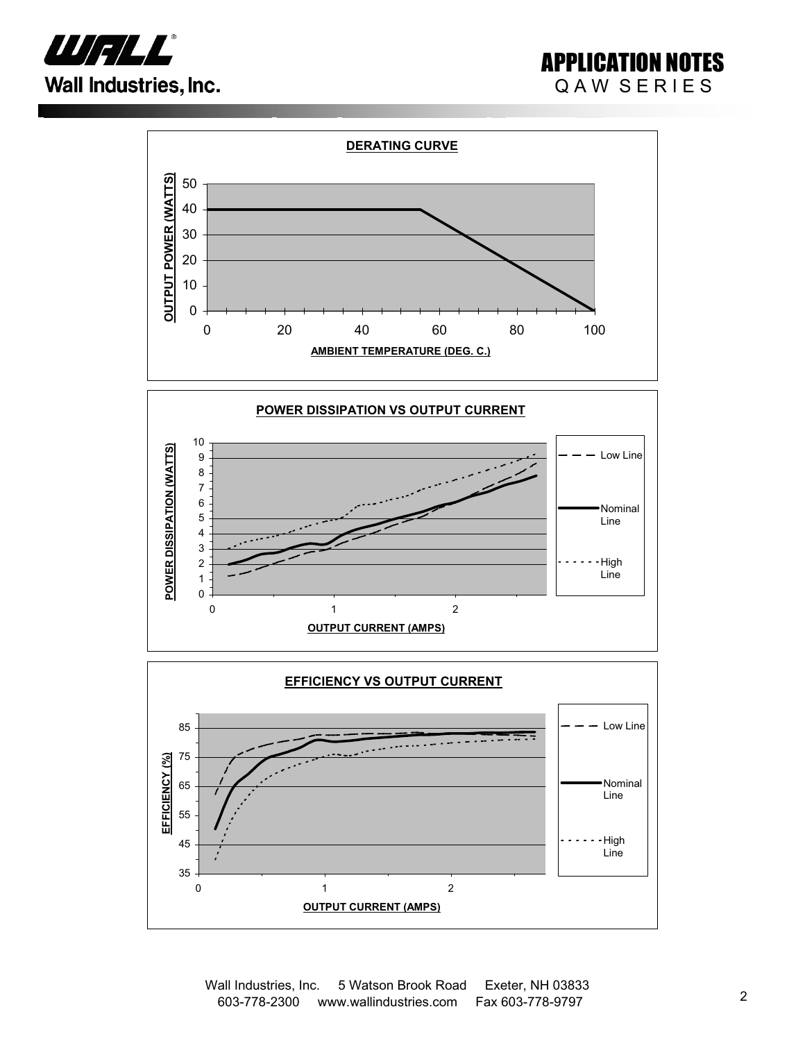**DERATING CURVE**

OUTPUT POWER (WATTS)

AMBIENT TEMPERATURE (DEG. C.)

**POWER DISSIPATION VS OUTPUT CURRENT**

POWER DISSIPATION (WATTS)

OUTPUT CURRENT (AMPS)

Low Line

Nominal Line

High Line

**EFFICIENCY VS OUTPUT CURRENT**

EFFICIENCY (%)

OUTPUT CURRENT (AMPS)

Low Line

Nominal Line

High Line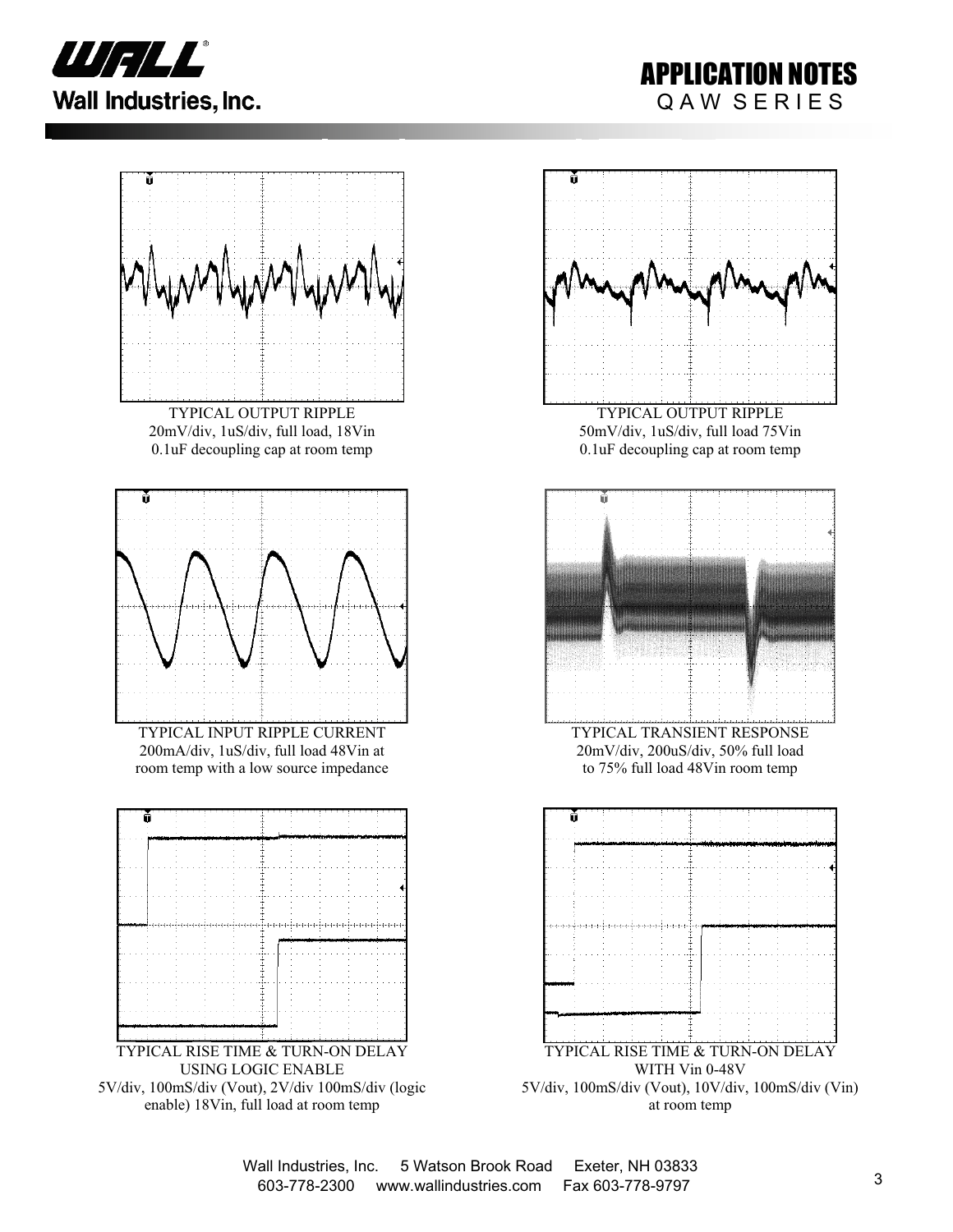TYPICAL OUTPUT RIPPLE
20mV/div, 1uS/div, full load, 18Vin
0.1uF decoupling cap at room temp

TYPICAL OUTPUT RIPPLE
50mV/div, 1uS/div, full load 75Vin
0.1uF decoupling cap at room temp

TYPICAL INPUT RIPPLE CURRENT
200mA/div, 1uS/div, full load 48Vin at
room temp with a low source impedance

TYPICAL TRANSIENT RESPONSE
20mV/div, 200uS/div, 50% full load
to 75% full load 48Vin room temp

TYPICAL RISE TIME & TURN-ON DELAY
USING LOGIC ENABLE
5V/div, 100mS/div (Vout), 2V/div 100mS/div (logic
enable) 18Vin, full load at room temp

TYPICAL RISE TIME & TURN-ON DELAY
WITH Vin 0-48V
5V/div, 100mS/div (Vout), 10V/div, 100mS/div (Vin)
at room temp

Wall Industries, Inc. 5 Watson Brook Road Exeter, NH 03833
603-778-2300 www.wallindustries.com Fax 603-778-9797